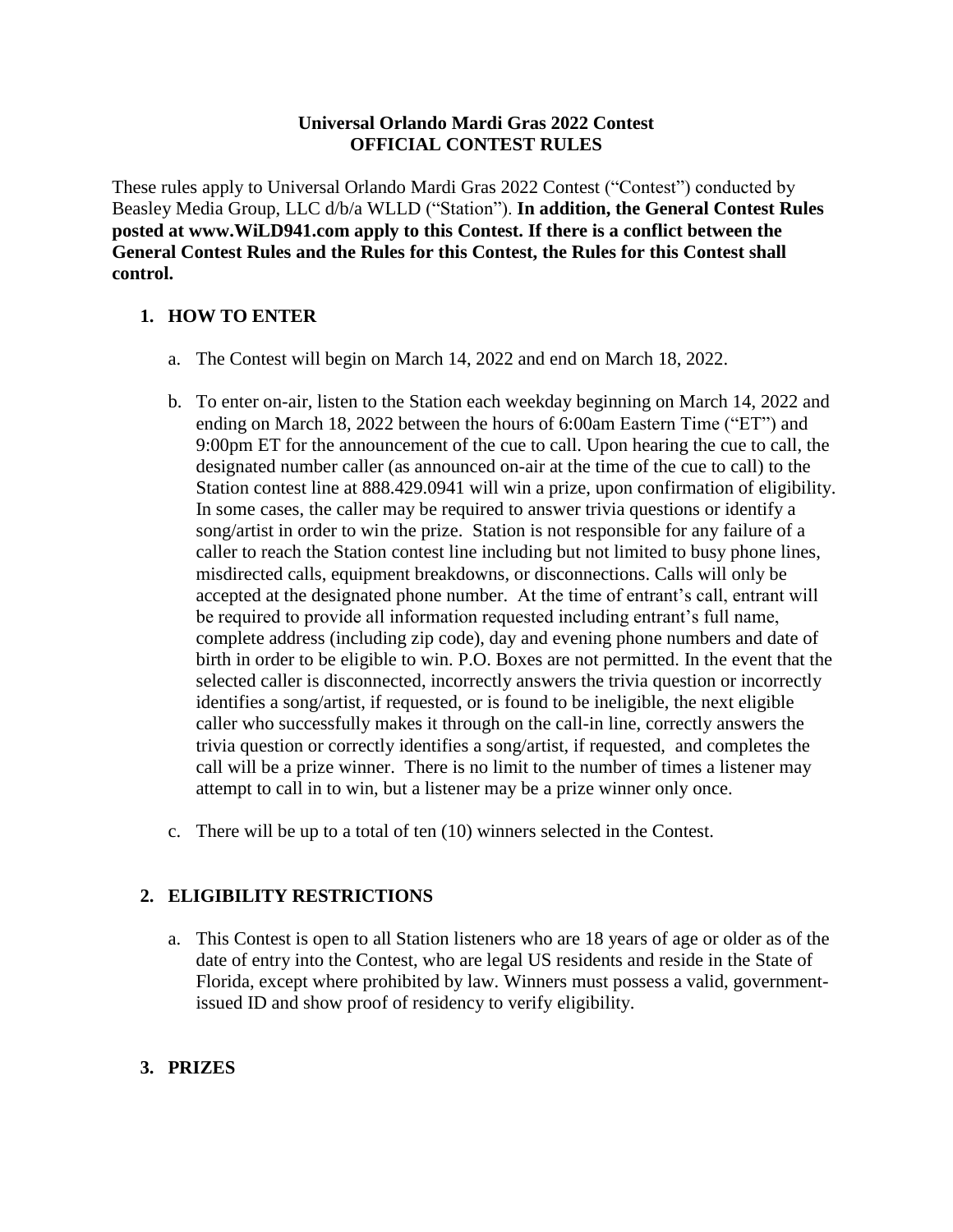**Universal Orlando Mardi Gras 2022 Contest**
**OFFICIAL CONTEST RULES**

These rules apply to Universal Orlando Mardi Gras 2022 Contest ("Contest") conducted by Beasley Media Group, LLC d/b/a WLLD ("Station"). **In addition, the General Contest Rules posted at www.WiLD941.com apply to this Contest. If there is a conflict between the General Contest Rules and the Rules for this Contest, the Rules for this Contest shall control.**

## 1. HOW TO ENTER

a. The Contest will begin on March 14, 2022 and end on March 18, 2022.

b. To enter on-air, listen to the Station each weekday beginning on March 14, 2022 and ending on March 18, 2022 between the hours of 6:00am Eastern Time ("ET") and 9:00pm ET for the announcement of the cue to call. Upon hearing the cue to call, the designated number caller (as announced on-air at the time of the cue to call) to the Station contest line at 888.429.0941 will win a prize, upon confirmation of eligibility. In some cases, the caller may be required to answer trivia questions or identify a song/artist in order to win the prize. Station is not responsible for any failure of a caller to reach the Station contest line including but not limited to busy phone lines, misdirected calls, equipment breakdowns, or disconnections. Calls will only be accepted at the designated phone number. At the time of entrant's call, entrant will be required to provide all information requested including entrant's full name, complete address (including zip code), day and evening phone numbers and date of birth in order to be eligible to win. P.O. Boxes are not permitted. In the event that the selected caller is disconnected, incorrectly answers the trivia question or incorrectly identifies a song/artist, if requested, or is found to be ineligible, the next eligible caller who successfully makes it through on the call-in line, correctly answers the trivia question or correctly identifies a song/artist, if requested, and completes the call will be a prize winner. There is no limit to the number of times a listener may attempt to call in to win, but a listener may be a prize winner only once.

c. There will be up to a total of ten (10) winners selected in the Contest.

## 2. ELIGIBILITY RESTRICTIONS

a. This Contest is open to all Station listeners who are 18 years of age or older as of the date of entry into the Contest, who are legal US residents and reside in the State of Florida, except where prohibited by law. Winners must possess a valid, government-issued ID and show proof of residency to verify eligibility.

## 3. PRIZES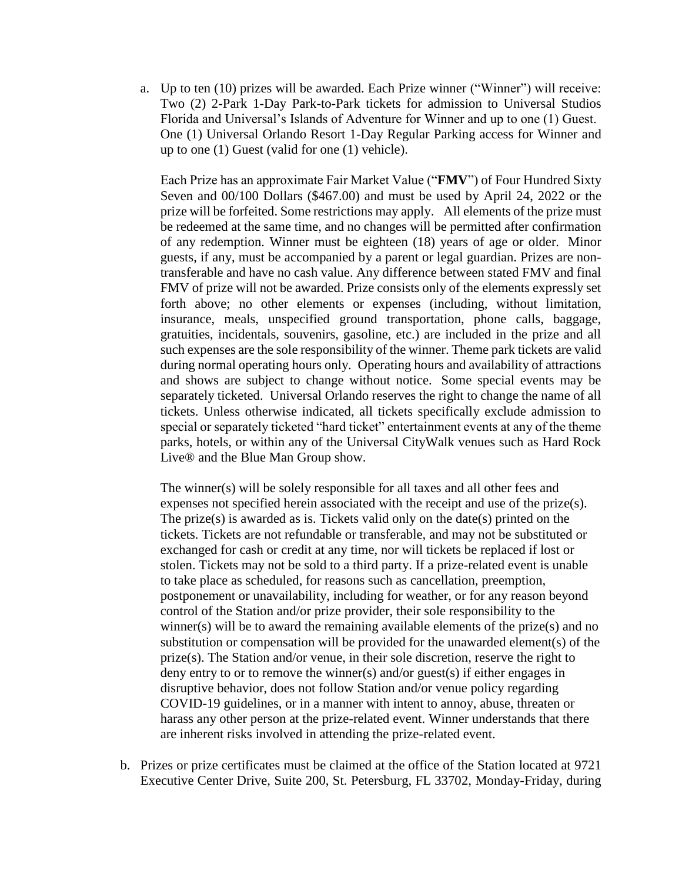a. Up to ten (10) prizes will be awarded. Each Prize winner ("Winner") will receive: Two (2) 2-Park 1-Day Park-to-Park tickets for admission to Universal Studios Florida and Universal's Islands of Adventure for Winner and up to one (1) Guest. One (1) Universal Orlando Resort 1-Day Regular Parking access for Winner and up to one (1) Guest (valid for one (1) vehicle).

   Each Prize has an approximate Fair Market Value ("**FMV**") of Four Hundred Sixty Seven and 00/100 Dollars ($467.00) and must be used by April 24, 2022 or the prize will be forfeited. Some restrictions may apply. All elements of the prize must be redeemed at the same time, and no changes will be permitted after confirmation of any redemption. Winner must be eighteen (18) years of age or older. Minor guests, if any, must be accompanied by a parent or legal guardian. Prizes are non-transferable and have no cash value. Any difference between stated FMV and final FMV of prize will not be awarded. Prize consists only of the elements expressly set forth above; no other elements or expenses (including, without limitation, insurance, meals, unspecified ground transportation, phone calls, baggage, gratuities, incidentals, souvenirs, gasoline, etc.) are included in the prize and all such expenses are the sole responsibility of the winner. Theme park tickets are valid during normal operating hours only. Operating hours and availability of attractions and shows are subject to change without notice. Some special events may be separately ticketed. Universal Orlando reserves the right to change the name of all tickets. Unless otherwise indicated, all tickets specifically exclude admission to special or separately ticketed "hard ticket" entertainment events at any of the theme parks, hotels, or within any of the Universal CityWalk venues such as Hard Rock Live® and the Blue Man Group show.

   The winner(s) will be solely responsible for all taxes and all other fees and expenses not specified herein associated with the receipt and use of the prize(s). The prize(s) is awarded as is. Tickets valid only on the date(s) printed on the tickets. Tickets are not refundable or transferable, and may not be substituted or exchanged for cash or credit at any time, nor will tickets be replaced if lost or stolen. Tickets may not be sold to a third party. If a prize-related event is unable to take place as scheduled, for reasons such as cancellation, preemption, postponement or unavailability, including for weather, or for any reason beyond control of the Station and/or prize provider, their sole responsibility to the winner(s) will be to award the remaining available elements of the prize(s) and no substitution or compensation will be provided for the unawarded element(s) of the prize(s). The Station and/or venue, in their sole discretion, reserve the right to deny entry to or to remove the winner(s) and/or guest(s) if either engages in disruptive behavior, does not follow Station and/or venue policy regarding COVID-19 guidelines, or in a manner with intent to annoy, abuse, threaten or harass any other person at the prize-related event. Winner understands that there are inherent risks involved in attending the prize-related event.

b. Prizes or prize certificates must be claimed at the office of the Station located at 9721 Executive Center Drive, Suite 200, St. Petersburg, FL 33702, Monday-Friday, during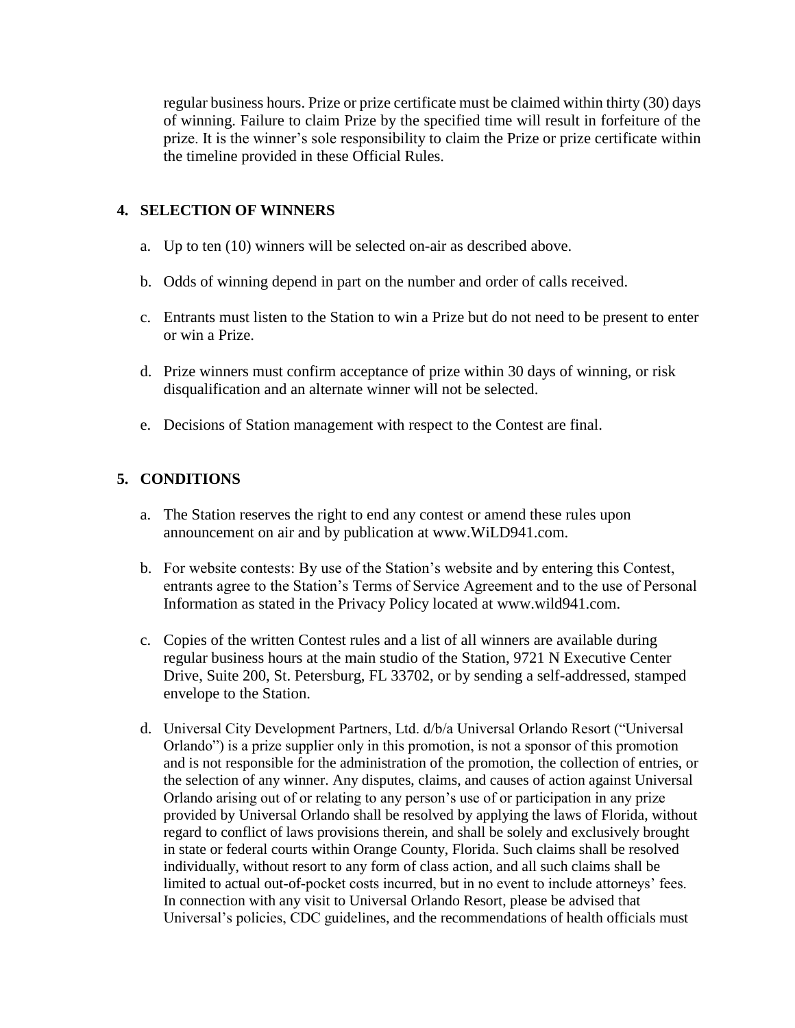regular business hours. Prize or prize certificate must be claimed within thirty (30) days of winning. Failure to claim Prize by the specified time will result in forfeiture of the prize. It is the winner's sole responsibility to claim the Prize or prize certificate within the timeline provided in these Official Rules.

**4. SELECTION OF WINNERS**

a. Up to ten (10) winners will be selected on-air as described above.

b. Odds of winning depend in part on the number and order of calls received.

c. Entrants must listen to the Station to win a Prize but do not need to be present to enter or win a Prize.

d. Prize winners must confirm acceptance of prize within 30 days of winning, or risk disqualification and an alternate winner will not be selected.

e. Decisions of Station management with respect to the Contest are final.

**5. CONDITIONS**

a. The Station reserves the right to end any contest or amend these rules upon announcement on air and by publication at www.WiLD941.com.

b. For website contests: By use of the Station's website and by entering this Contest, entrants agree to the Station's Terms of Service Agreement and to the use of Personal Information as stated in the Privacy Policy located at www.wild941.com.

c. Copies of the written Contest rules and a list of all winners are available during regular business hours at the main studio of the Station, 9721 N Executive Center Drive, Suite 200, St. Petersburg, FL 33702, or by sending a self-addressed, stamped envelope to the Station.

d. Universal City Development Partners, Ltd. d/b/a Universal Orlando Resort ("Universal Orlando") is a prize supplier only in this promotion, is not a sponsor of this promotion and is not responsible for the administration of the promotion, the collection of entries, or the selection of any winner. Any disputes, claims, and causes of action against Universal Orlando arising out of or relating to any person's use of or participation in any prize provided by Universal Orlando shall be resolved by applying the laws of Florida, without regard to conflict of laws provisions therein, and shall be solely and exclusively brought in state or federal courts within Orange County, Florida. Such claims shall be resolved individually, without resort to any form of class action, and all such claims shall be limited to actual out-of-pocket costs incurred, but in no event to include attorneys' fees. In connection with any visit to Universal Orlando Resort, please be advised that Universal's policies, CDC guidelines, and the recommendations of health officials must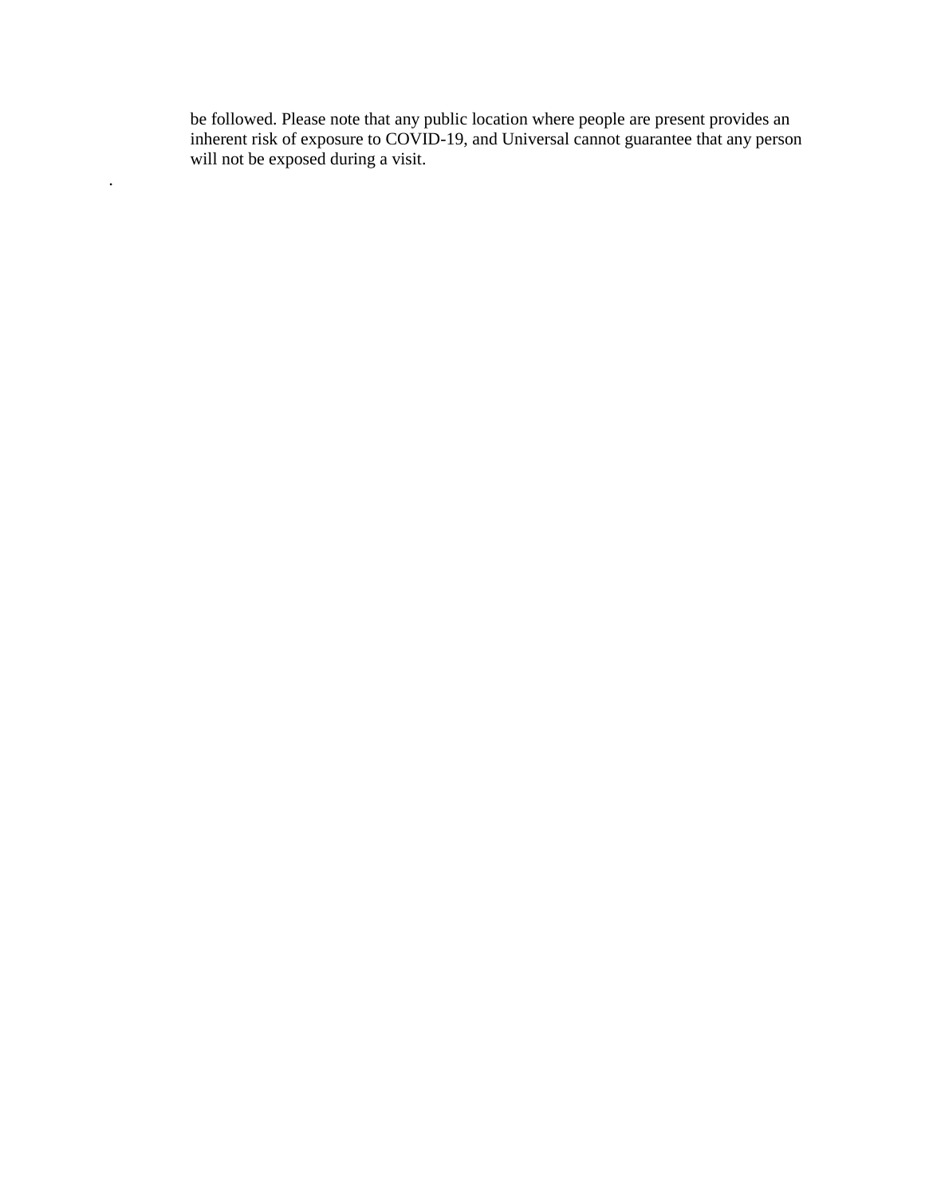be followed. Please note that any public location where people are present provides an inherent risk of exposure to COVID-19, and Universal cannot guarantee that any person will not be exposed during a visit.

.